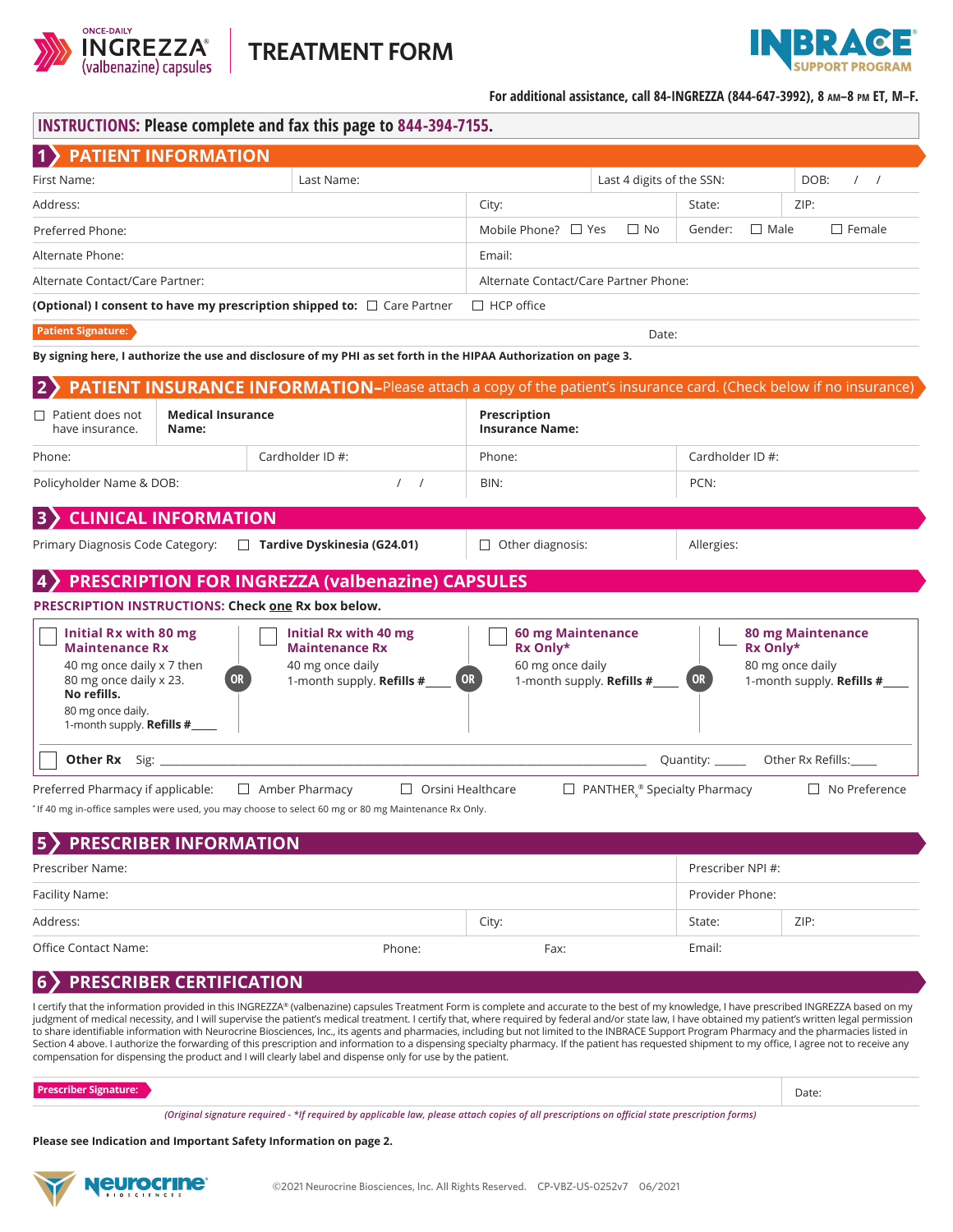ONCE-DAILY INGREZZA® (valbenazine) capsules

# TREATMENT FORM

INBRACE® SUPPORT PROGRAM

**For additional assistance, call 84-INGREZZA (844-647-3992), 8 AM–8 PM ET, M–F.**

**INSTRUCTIONS: Please complete and fax this page to 844-394-7155.**

## 1 PATIENT INFORMATION

| First Name: | Last Name: | Last 4 digits of the SSN: | DOB: / / |
|---|---|---|---|
| Address: | City: | State: | ZIP: |
| Preferred Phone: | Mobile Phone? ☐ Yes ☐ No | Gender: ☐ Male ☐ Female | |
| Alternate Phone: | Email: | | |
| Alternate Contact/Care Partner: | Alternate Contact/Care Partner Phone: | | |

**(Optional) I consent to have my prescription shipped to:** ☐ Care Partner ☐ HCP office

**Patient Signature:** Date:

**By signing here, I authorize the use and disclosure of my PHI as set forth in the HIPAA Authorization on page 3.**

## 2 PATIENT INSURANCE INFORMATION–Please attach a copy of the patient's insurance card. (Check below if no insurance)

| ☐ Patient does not have insurance. | **Medical Insurance Name:** | **Prescription Insurance Name:** | |
|---|---|---|---|
| Phone: | Cardholder ID #: | Phone: | Cardholder ID #: |
| Policyholder Name & DOB: / / | | BIN: | PCN: |

## 3 CLINICAL INFORMATION

| Primary Diagnosis Code Category: ☐ **Tardive Dyskinesia (G24.01)** | ☐ Other diagnosis: | Allergies: |
|---|---|---|

## 4 PRESCRIPTION FOR INGREZZA (valbenazine) CAPSULES

**PRESCRIPTION INSTRUCTIONS: Check one Rx box below.**

☐ **Initial Rx with 80 mg Maintenance Rx**
40 mg once daily x 7 then 80 mg once daily x 23. **No refills.**
80 mg once daily. 1-month supply. **Refills #____**

**OR**

☐ **Initial Rx with 40 mg Maintenance Rx**
40 mg once daily
1-month supply. **Refills #____**

**OR**

☐ **60 mg Maintenance Rx Only***
60 mg once daily
1-month supply. **Refills #____**

**OR**

☐ **80 mg Maintenance Rx Only***
80 mg once daily
1-month supply. **Refills #____**

☐ **Other Rx** Sig: ____________________ Quantity: _____ Other Rx Refills:_____

Preferred Pharmacy if applicable: ☐ Amber Pharmacy ☐ Orsini Healthcare ☐ PANTHER$_x$® Specialty Pharmacy ☐ No Preference

*If 40 mg in-office samples were used, you may choose to select 60 mg or 80 mg Maintenance Rx Only.

## 5 PRESCRIBER INFORMATION

| Prescriber Name: | | | Prescriber NPI #: | |
|---|---|---|---|---|
| Facility Name: | | | Provider Phone: | |
| Address: | | City: | State: | ZIP: |
| Office Contact Name: | Phone: | Fax: | Email: | |

## 6 PRESCRIBER CERTIFICATION

I certify that the information provided in this INGREZZA® (valbenazine) capsules Treatment Form is complete and accurate to the best of my knowledge, I have prescribed INGREZZA based on my judgment of medical necessity, and I will supervise the patient's medical treatment. I certify that, where required by federal and/or state law, I have obtained my patient's written legal permission to share identifiable information with Neurocrine Biosciences, Inc., its agents and pharmacies, including but not limited to the INBRACE Support Program Pharmacy and the pharmacies listed in Section 4 above. I authorize the forwarding of this prescription and information to a dispensing specialty pharmacy. If the patient has requested shipment to my office, I agree not to receive any compensation for dispensing the product and I will clearly label and dispense only for use by the patient.

**Prescriber Signature:** Date:

*(Original signature required - *If required by applicable law, please attach copies of all prescriptions on official state prescription forms)*

**Please see Indication and Important Safety Information on page 2.**

Neurocrine® BIOSCIENCES

©2021 Neurocrine Biosciences, Inc. All Rights Reserved. CP-VBZ-US-0252v7 06/2021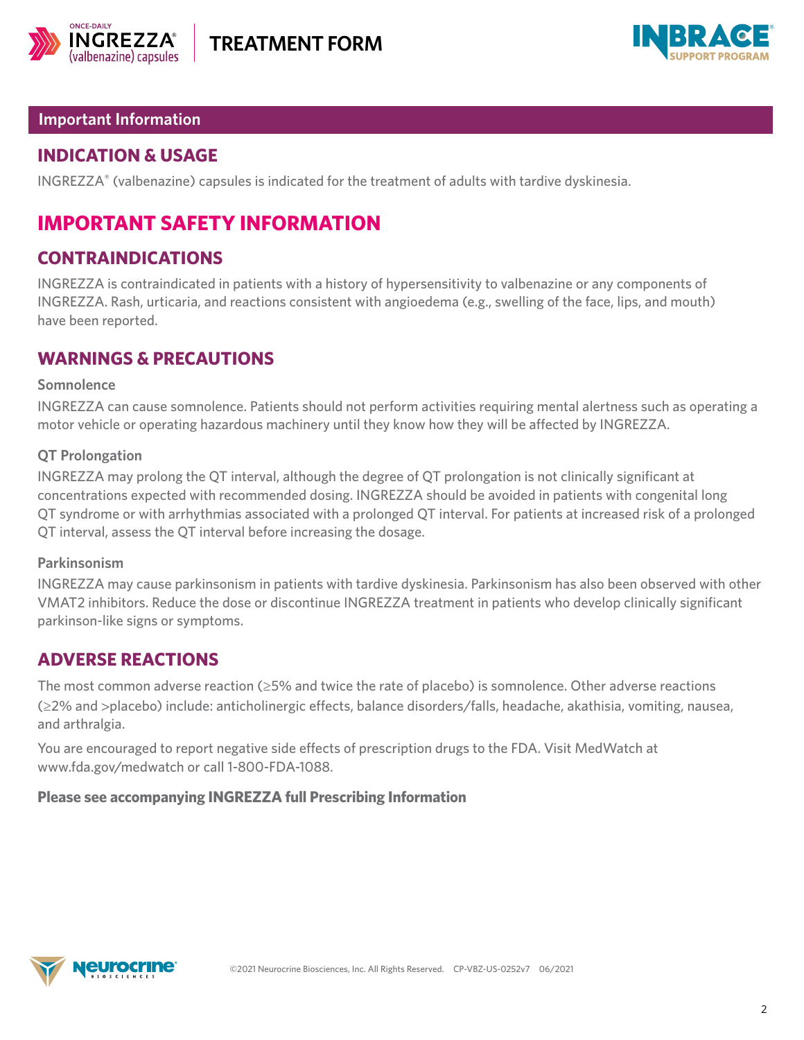# TREATMENT FORM

## Important Information

## INDICATION & USAGE

INGREZZA® (valbenazine) capsules is indicated for the treatment of adults with tardive dyskinesia.

# IMPORTANT SAFETY INFORMATION

## CONTRAINDICATIONS

INGREZZA is contraindicated in patients with a history of hypersensitivity to valbenazine or any components of INGREZZA. Rash, urticaria, and reactions consistent with angioedema (e.g., swelling of the face, lips, and mouth) have been reported.

## WARNINGS & PRECAUTIONS

### Somnolence

INGREZZA can cause somnolence. Patients should not perform activities requiring mental alertness such as operating a motor vehicle or operating hazardous machinery until they know how they will be affected by INGREZZA.

### QT Prolongation

INGREZZA may prolong the QT interval, although the degree of QT prolongation is not clinically significant at concentrations expected with recommended dosing. INGREZZA should be avoided in patients with congenital long QT syndrome or with arrhythmias associated with a prolonged QT interval. For patients at increased risk of a prolonged QT interval, assess the QT interval before increasing the dosage.

### Parkinsonism

INGREZZA may cause parkinsonism in patients with tardive dyskinesia. Parkinsonism has also been observed with other VMAT2 inhibitors. Reduce the dose or discontinue INGREZZA treatment in patients who develop clinically significant parkinson-like signs or symptoms.

## ADVERSE REACTIONS

The most common adverse reaction (≥5% and twice the rate of placebo) is somnolence. Other adverse reactions (≥2% and >placebo) include: anticholinergic effects, balance disorders/falls, headache, akathisia, vomiting, nausea, and arthralgia.

You are encouraged to report negative side effects of prescription drugs to the FDA. Visit MedWatch at www.fda.gov/medwatch or call 1-800-FDA-1088.

**Please see accompanying INGREZZA full Prescribing Information**

©2021 Neurocrine Biosciences, Inc. All Rights Reserved. CP-VBZ-US-0252v7 06/2021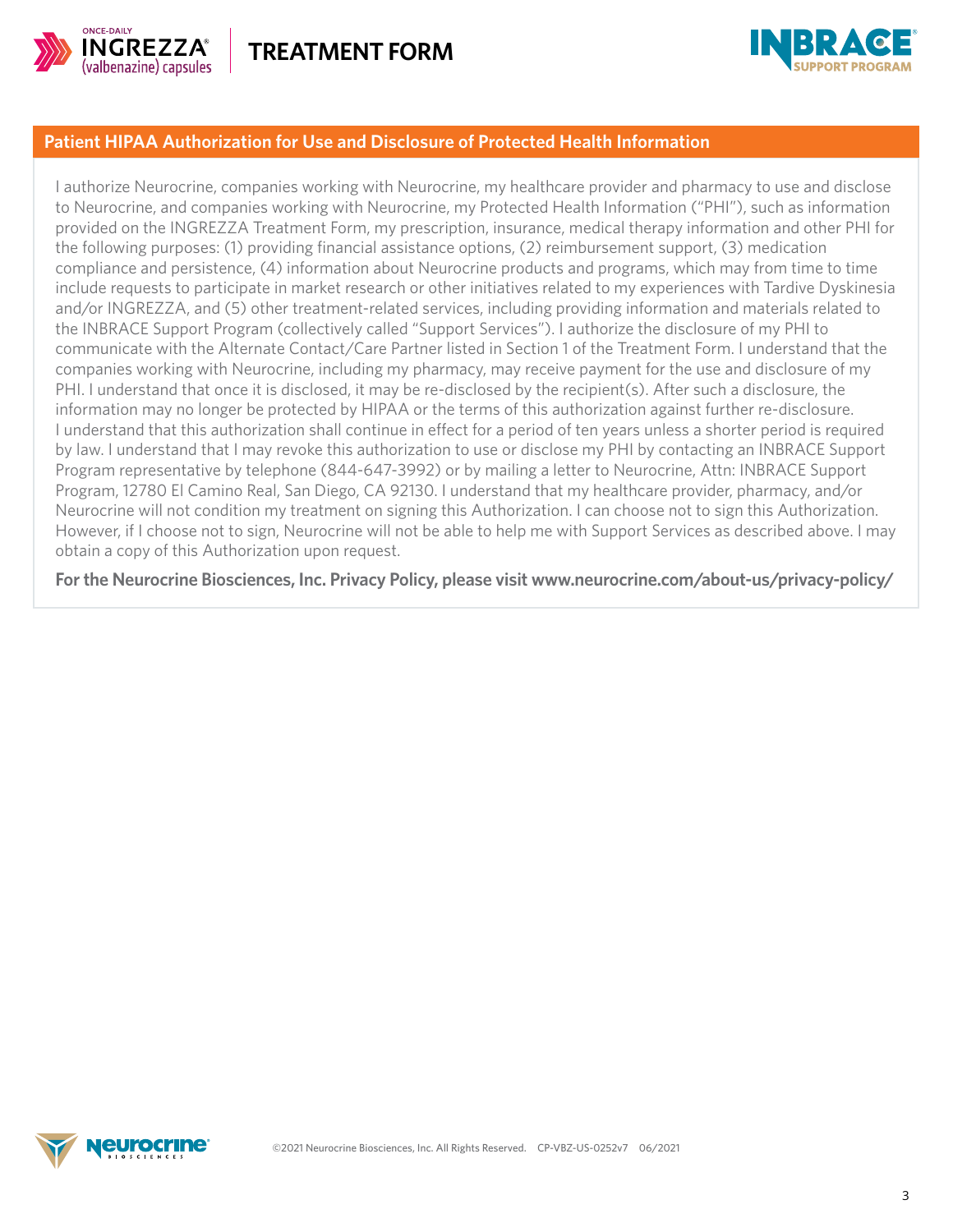# TREATMENT FORM

## Patient HIPAA Authorization for Use and Disclosure of Protected Health Information

I authorize Neurocrine, companies working with Neurocrine, my healthcare provider and pharmacy to use and disclose to Neurocrine, and companies working with Neurocrine, my Protected Health Information ("PHI"), such as information provided on the INGREZZA Treatment Form, my prescription, insurance, medical therapy information and other PHI for the following purposes: (1) providing financial assistance options, (2) reimbursement support, (3) medication compliance and persistence, (4) information about Neurocrine products and programs, which may from time to time include requests to participate in market research or other initiatives related to my experiences with Tardive Dyskinesia and/or INGREZZA, and (5) other treatment-related services, including providing information and materials related to the INBRACE Support Program (collectively called "Support Services"). I authorize the disclosure of my PHI to communicate with the Alternate Contact/Care Partner listed in Section 1 of the Treatment Form. I understand that the companies working with Neurocrine, including my pharmacy, may receive payment for the use and disclosure of my PHI. I understand that once it is disclosed, it may be re-disclosed by the recipient(s). After such a disclosure, the information may no longer be protected by HIPAA or the terms of this authorization against further re-disclosure. I understand that this authorization shall continue in effect for a period of ten years unless a shorter period is required by law. I understand that I may revoke this authorization to use or disclose my PHI by contacting an INBRACE Support Program representative by telephone (844-647-3992) or by mailing a letter to Neurocrine, Attn: INBRACE Support Program, 12780 El Camino Real, San Diego, CA 92130. I understand that my healthcare provider, pharmacy, and/or Neurocrine will not condition my treatment on signing this Authorization. I can choose not to sign this Authorization. However, if I choose not to sign, Neurocrine will not be able to help me with Support Services as described above. I may obtain a copy of this Authorization upon request.

**For the Neurocrine Biosciences, Inc. Privacy Policy, please visit www.neurocrine.com/about-us/privacy-policy/**

©2021 Neurocrine Biosciences, Inc. All Rights Reserved. CP-VBZ-US-0252v7 06/2021